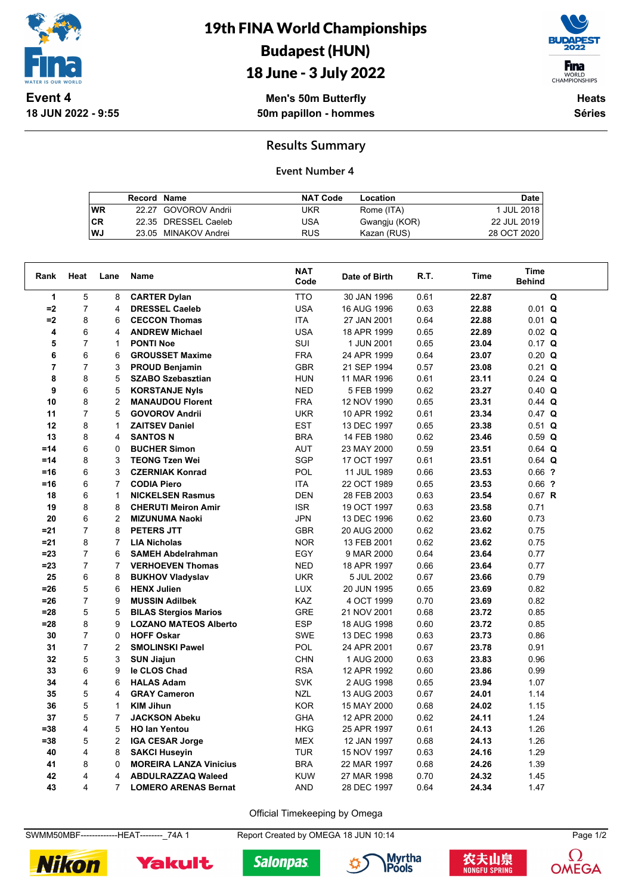# 19th FINA World Championships
# Budapest (HUN)
# 18 June - 3 July 2022

**Event 4**
**18 JUN 2022 - 9:55**

**Men's 50m Butterfly**
**50m papillon - hommes**

**Heats**
**Séries**

## Results Summary

### Event Number 4

| | Record | Name | NAT Code | Location | Date |
|---|---|---|---|---|---|
| WR | 22.27 | GOVOROV Andrii | UKR | Rome (ITA) | 1 JUL 2018 |
| CR | 22.35 | DRESSEL Caeleb | USA | Gwangju (KOR) | 22 JUL 2019 |
| WJ | 23.05 | MINAKOV Andrei | RUS | Kazan (RUS) | 28 OCT 2020 |

| Rank | Heat | Lane | Name | NAT Code | Date of Birth | R.T. | Time | Time Behind | |
|---|---|---|---|---|---|---|---|---|---|
| 1 | 5 | 8 | CARTER Dylan | TTO | 30 JAN 1996 | 0.61 | 22.87 | | Q |
| =2 | 7 | 4 | DRESSEL Caeleb | USA | 16 AUG 1996 | 0.63 | 22.88 | 0.01 | Q |
| =2 | 8 | 6 | CECCON Thomas | ITA | 27 JAN 2001 | 0.64 | 22.88 | 0.01 | Q |
| 4 | 6 | 4 | ANDREW Michael | USA | 18 APR 1999 | 0.65 | 22.89 | 0.02 | Q |
| 5 | 7 | 1 | PONTI Noe | SUI | 1 JUN 2001 | 0.65 | 23.04 | 0.17 | Q |
| 6 | 6 | 6 | GROUSSET Maxime | FRA | 24 APR 1999 | 0.64 | 23.07 | 0.20 | Q |
| 7 | 7 | 3 | PROUD Benjamin | GBR | 21 SEP 1994 | 0.57 | 23.08 | 0.21 | Q |
| 8 | 8 | 5 | SZABO Szebasztian | HUN | 11 MAR 1996 | 0.61 | 23.11 | 0.24 | Q |
| 9 | 6 | 5 | KORSTANJE Nyls | NED | 5 FEB 1999 | 0.62 | 23.27 | 0.40 | Q |
| 10 | 8 | 2 | MANAUDOU Florent | FRA | 12 NOV 1990 | 0.65 | 23.31 | 0.44 | Q |
| 11 | 7 | 5 | GOVOROV Andrii | UKR | 10 APR 1992 | 0.61 | 23.34 | 0.47 | Q |
| 12 | 8 | 1 | ZAITSEV Daniel | EST | 13 DEC 1997 | 0.65 | 23.38 | 0.51 | Q |
| 13 | 8 | 4 | SANTOS N | BRA | 14 FEB 1980 | 0.62 | 23.46 | 0.59 | Q |
| =14 | 6 | 0 | BUCHER Simon | AUT | 23 MAY 2000 | 0.59 | 23.51 | 0.64 | Q |
| =14 | 8 | 3 | TEONG Tzen Wei | SGP | 17 OCT 1997 | 0.61 | 23.51 | 0.64 | Q |
| =16 | 6 | 3 | CZERNIAK Konrad | POL | 11 JUL 1989 | 0.66 | 23.53 | 0.66 | ? |
| =16 | 6 | 7 | CODIA Piero | ITA | 22 OCT 1989 | 0.65 | 23.53 | 0.66 | ? |
| 18 | 6 | 1 | NICKELSEN Rasmus | DEN | 28 FEB 2003 | 0.63 | 23.54 | 0.67 | R |
| 19 | 8 | 8 | CHERUTI Meiron Amir | ISR | 19 OCT 1997 | 0.63 | 23.58 | 0.71 | |
| 20 | 6 | 2 | MIZUNUMA Naoki | JPN | 13 DEC 1996 | 0.62 | 23.60 | 0.73 | |
| =21 | 7 | 8 | PETERS JTT | GBR | 20 AUG 2000 | 0.62 | 23.62 | 0.75 | |
| =21 | 8 | 7 | LIA Nicholas | NOR | 13 FEB 2001 | 0.62 | 23.62 | 0.75 | |
| =23 | 7 | 6 | SAMEH Abdelrahman | EGY | 9 MAR 2000 | 0.64 | 23.64 | 0.77 | |
| =23 | 7 | 7 | VERHOEVEN Thomas | NED | 18 APR 1997 | 0.66 | 23.64 | 0.77 | |
| 25 | 6 | 8 | BUKHOV Vladyslav | UKR | 5 JUL 2002 | 0.67 | 23.66 | 0.79 | |
| =26 | 5 | 6 | HENX Julien | LUX | 20 JUN 1995 | 0.65 | 23.69 | 0.82 | |
| =26 | 7 | 9 | MUSSIN Adilbek | KAZ | 4 OCT 1999 | 0.70 | 23.69 | 0.82 | |
| =28 | 5 | 5 | BILAS Stergios Marios | GRE | 21 NOV 2001 | 0.68 | 23.72 | 0.85 | |
| =28 | 8 | 9 | LOZANO MATEOS Alberto | ESP | 18 AUG 1998 | 0.60 | 23.72 | 0.85 | |
| 30 | 7 | 0 | HOFF Oskar | SWE | 13 DEC 1998 | 0.63 | 23.73 | 0.86 | |
| 31 | 7 | 2 | SMOLINSKI Pawel | POL | 24 APR 2001 | 0.67 | 23.78 | 0.91 | |
| 32 | 5 | 3 | SUN Jiajun | CHN | 1 AUG 2000 | 0.63 | 23.83 | 0.96 | |
| 33 | 6 | 9 | le CLOS Chad | RSA | 12 APR 1992 | 0.60 | 23.86 | 0.99 | |
| 34 | 4 | 6 | HALAS Adam | SVK | 2 AUG 1998 | 0.65 | 23.94 | 1.07 | |
| 35 | 5 | 4 | GRAY Cameron | NZL | 13 AUG 2003 | 0.67 | 24.01 | 1.14 | |
| 36 | 5 | 1 | KIM Jihun | KOR | 15 MAY 2000 | 0.68 | 24.02 | 1.15 | |
| 37 | 5 | 7 | JACKSON Abeku | GHA | 12 APR 2000 | 0.62 | 24.11 | 1.24 | |
| =38 | 4 | 5 | HO Ian Yentou | HKG | 25 APR 1997 | 0.61 | 24.13 | 1.26 | |
| =38 | 5 | 2 | IGA CESAR Jorge | MEX | 12 JAN 1997 | 0.68 | 24.13 | 1.26 | |
| 40 | 4 | 8 | SAKCI Huseyin | TUR | 15 NOV 1997 | 0.63 | 24.16 | 1.29 | |
| 41 | 8 | 0 | MOREIRA LANZA Vinicius | BRA | 22 MAR 1997 | 0.68 | 24.26 | 1.39 | |
| 42 | 4 | 4 | ABDULRAZZAQ Waleed | KUW | 27 MAR 1998 | 0.70 | 24.32 | 1.45 | |
| 43 | 4 | 7 | LOMERO ARENAS Bernat | AND | 28 DEC 1997 | 0.64 | 24.34 | 1.47 | |

Official Timekeeping by Omega

SWMM50MBF-------------HEAT--------_74A 1 Report Created by OMEGA 18 JUN 10:14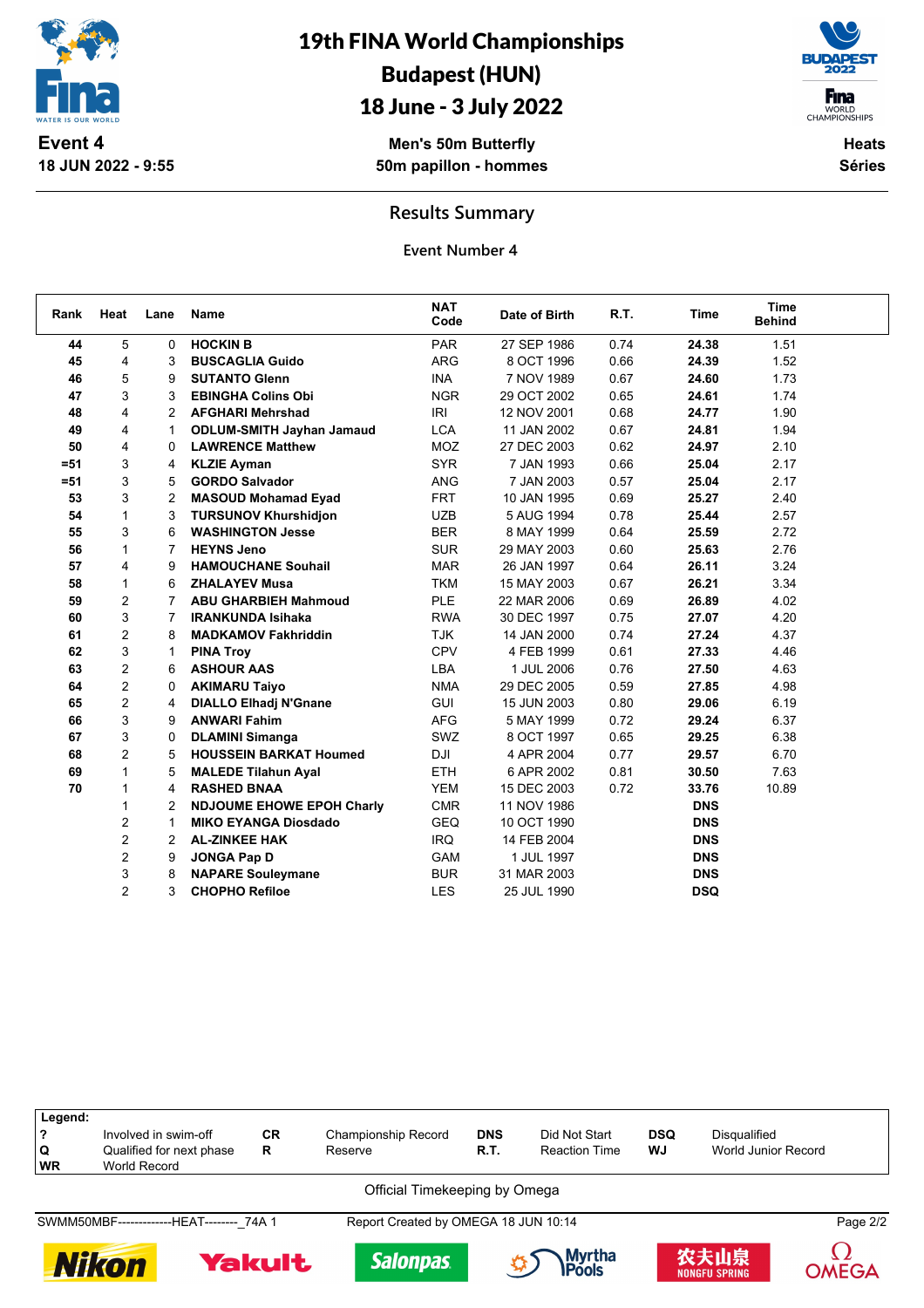# 19th FINA World Championships
# Budapest (HUN)
# 18 June - 3 July 2022

**Event 4**
**18 JUN 2022 - 9:55**

**Men's 50m Butterfly**
**50m papillon - hommes**

**Heats**
**Séries**

## Results Summary

### Event Number 4

| Rank | Heat | Lane | Name | NAT Code | Date of Birth | R.T. | Time | Time Behind |
|---|---|---|---|---|---|---|---|---|
| **44** | 5 | 0 | **HOCKIN B** | PAR | 27 SEP 1986 | 0.74 | **24.38** | 1.51 |
| **45** | 4 | 3 | **BUSCAGLIA Guido** | ARG | 8 OCT 1996 | 0.66 | **24.39** | 1.52 |
| **46** | 5 | 9 | **SUTANTO Glenn** | INA | 7 NOV 1989 | 0.67 | **24.60** | 1.73 |
| **47** | 3 | 3 | **EBINGHA Colins Obi** | NGR | 29 OCT 2002 | 0.65 | **24.61** | 1.74 |
| **48** | 4 | 2 | **AFGHARI Mehrshad** | IRI | 12 NOV 2001 | 0.68 | **24.77** | 1.90 |
| **49** | 4 | 1 | **ODLUM-SMITH Jayhan Jamaud** | LCA | 11 JAN 2002 | 0.67 | **24.81** | 1.94 |
| **50** | 4 | 0 | **LAWRENCE Matthew** | MOZ | 27 DEC 2003 | 0.62 | **24.97** | 2.10 |
| **=51** | 3 | 4 | **KLZIE Ayman** | SYR | 7 JAN 1993 | 0.66 | **25.04** | 2.17 |
| **=51** | 3 | 5 | **GORDO Salvador** | ANG | 7 JAN 2003 | 0.57 | **25.04** | 2.17 |
| **53** | 3 | 2 | **MASOUD Mohamad Eyad** | FRT | 10 JAN 1995 | 0.69 | **25.27** | 2.40 |
| **54** | 1 | 3 | **TURSUNOV Khurshidjon** | UZB | 5 AUG 1994 | 0.78 | **25.44** | 2.57 |
| **55** | 3 | 6 | **WASHINGTON Jesse** | BER | 8 MAY 1999 | 0.64 | **25.59** | 2.72 |
| **56** | 1 | 7 | **HEYNS Jeno** | SUR | 29 MAY 2003 | 0.60 | **25.63** | 2.76 |
| **57** | 4 | 9 | **HAMOUCHANE Souhail** | MAR | 26 JAN 1997 | 0.64 | **26.11** | 3.24 |
| **58** | 1 | 6 | **ZHALAYEV Musa** | TKM | 15 MAY 2003 | 0.67 | **26.21** | 3.34 |
| **59** | 2 | 7 | **ABU GHARBIEH Mahmoud** | PLE | 22 MAR 2006 | 0.69 | **26.89** | 4.02 |
| **60** | 3 | 7 | **IRANKUNDA Isihaka** | RWA | 30 DEC 1997 | 0.75 | **27.07** | 4.20 |
| **61** | 2 | 8 | **MADKAMOV Fakhriddin** | TJK | 14 JAN 2000 | 0.74 | **27.24** | 4.37 |
| **62** | 3 | 1 | **PINA Troy** | CPV | 4 FEB 1999 | 0.61 | **27.33** | 4.46 |
| **63** | 2 | 6 | **ASHOUR AAS** | LBA | 1 JUL 2006 | 0.76 | **27.50** | 4.63 |
| **64** | 2 | 0 | **AKIMARU Taiyo** | NMA | 29 DEC 2005 | 0.59 | **27.85** | 4.98 |
| **65** | 2 | 4 | **DIALLO Elhadj N'Gnane** | GUI | 15 JUN 2003 | 0.80 | **29.06** | 6.19 |
| **66** | 3 | 9 | **ANWARI Fahim** | AFG | 5 MAY 1999 | 0.72 | **29.24** | 6.37 |
| **67** | 3 | 0 | **DLAMINI Simanga** | SWZ | 8 OCT 1997 | 0.65 | **29.25** | 6.38 |
| **68** | 2 | 5 | **HOUSSEIN BARKAT Houmed** | DJI | 4 APR 2004 | 0.77 | **29.57** | 6.70 |
| **69** | 1 | 5 | **MALEDE Tilahun Ayal** | ETH | 6 APR 2002 | 0.81 | **30.50** | 7.63 |
| **70** | 1 | 4 | **RASHED BNAA** | YEM | 15 DEC 2003 | 0.72 | **33.76** | 10.89 |
| | 1 | 2 | **NDJOUME EHOWE EPOH Charly** | CMR | 11 NOV 1986 | | **DNS** | |
| | 2 | 1 | **MIKO EYANGA Diosdado** | GEQ | 10 OCT 1990 | | **DNS** | |
| | 2 | 2 | **AL-ZINKEE HAK** | IRQ | 14 FEB 2004 | | **DNS** | |
| | 2 | 9 | **JONGA Pap D** | GAM | 1 JUL 1997 | | **DNS** | |
| | 3 | 8 | **NAPARE Souleymane** | BUR | 31 MAR 2003 | | **DNS** | |
| | 2 | 3 | **CHOPHO Refiloe** | LES | 25 JUL 1990 | | **DSQ** | |

**Legend:**

| | | | | | | | |
|---|---|---|---|---|---|---|---|
| **?** | Involved in swim-off | **CR** | Championship Record | **DNS** | Did Not Start | **DSQ** | Disqualified |
| **Q** | Qualified for next phase | **R** | Reserve | **R.T.** | Reaction Time | **WJ** | World Junior Record |
| **WR** | World Record | | | | | | |

Official Timekeeping by Omega

SWMM50MBF--------------HEAT--------_74A 1 Report Created by OMEGA 18 JUN 10:14